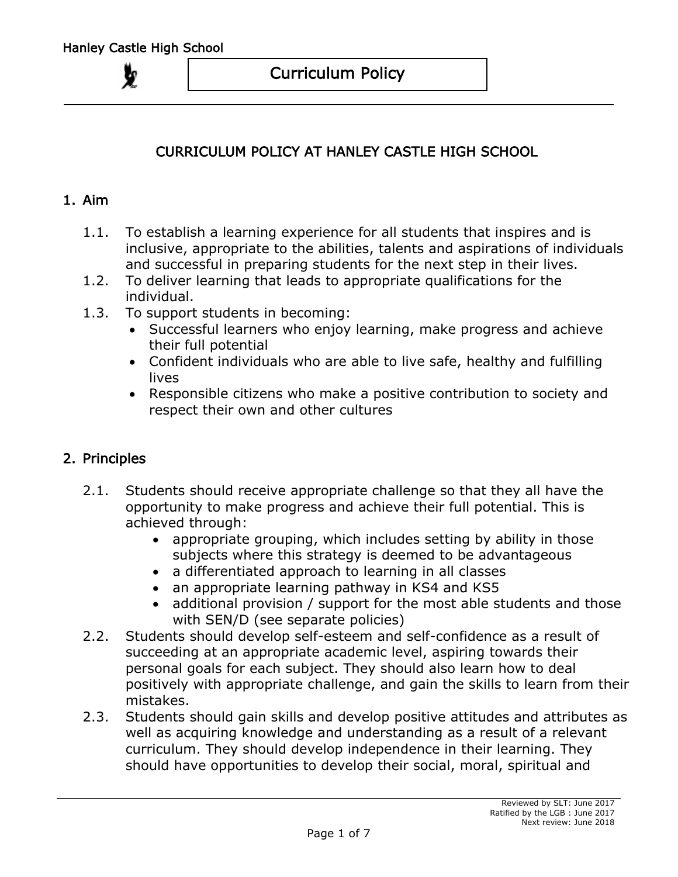# Curriculum Policy

## CURRICULUM POLICY AT HANLEY CASTLE HIGH SCHOOL

### 1. Aim

1.1. To establish a learning experience for all students that inspires and is inclusive, appropriate to the abilities, talents and aspirations of individuals and successful in preparing students for the next step in their lives.

1.2. To deliver learning that leads to appropriate qualifications for the individual.

1.3. To support students in becoming:

- Successful learners who enjoy learning, make progress and achieve their full potential
- Confident individuals who are able to live safe, healthy and fulfilling lives
- Responsible citizens who make a positive contribution to society and respect their own and other cultures

### 2. Principles

2.1. Students should receive appropriate challenge so that they all have the opportunity to make progress and achieve their full potential. This is achieved through:

- appropriate grouping, which includes setting by ability in those subjects where this strategy is deemed to be advantageous
- a differentiated approach to learning in all classes
- an appropriate learning pathway in KS4 and KS5
- additional provision / support for the most able students and those with SEN/D (see separate policies)

2.2. Students should develop self-esteem and self-confidence as a result of succeeding at an appropriate academic level, aspiring towards their personal goals for each subject. They should also learn how to deal positively with appropriate challenge, and gain the skills to learn from their mistakes.

2.3. Students should gain skills and develop positive attitudes and attributes as well as acquiring knowledge and understanding as a result of a relevant curriculum. They should develop independence in their learning. They should have opportunities to develop their social, moral, spiritual and

Reviewed by SLT: June 2017
Ratified by the LGB : June 2017
Next review: June 2018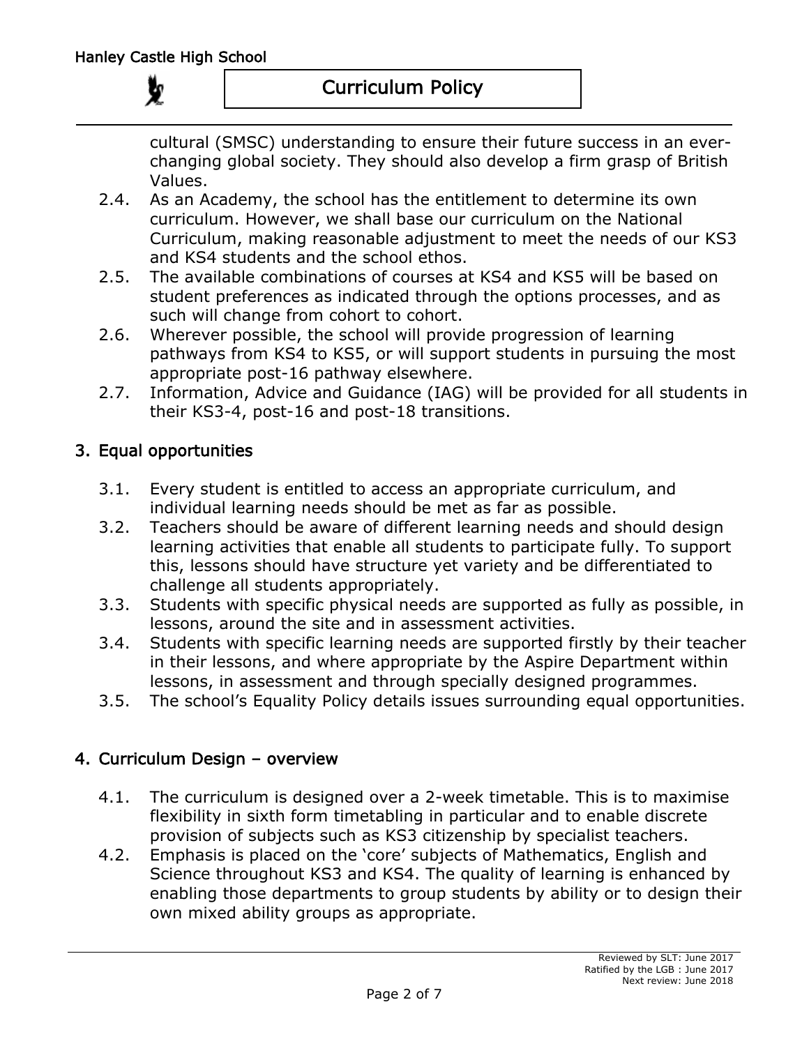cultural (SMSC) understanding to ensure their future success in an ever-changing global society. They should also develop a firm grasp of British Values.

2.4. As an Academy, the school has the entitlement to determine its own curriculum. However, we shall base our curriculum on the National Curriculum, making reasonable adjustment to meet the needs of our KS3 and KS4 students and the school ethos.

2.5. The available combinations of courses at KS4 and KS5 will be based on student preferences as indicated through the options processes, and as such will change from cohort to cohort.

2.6. Wherever possible, the school will provide progression of learning pathways from KS4 to KS5, or will support students in pursuing the most appropriate post-16 pathway elsewhere.

2.7. Information, Advice and Guidance (IAG) will be provided for all students in their KS3-4, post-16 and post-18 transitions.

## 3. Equal opportunities

3.1. Every student is entitled to access an appropriate curriculum, and individual learning needs should be met as far as possible.

3.2. Teachers should be aware of different learning needs and should design learning activities that enable all students to participate fully. To support this, lessons should have structure yet variety and be differentiated to challenge all students appropriately.

3.3. Students with specific physical needs are supported as fully as possible, in lessons, around the site and in assessment activities.

3.4. Students with specific learning needs are supported firstly by their teacher in their lessons, and where appropriate by the Aspire Department within lessons, in assessment and through specially designed programmes.

3.5. The school's Equality Policy details issues surrounding equal opportunities.

## 4. Curriculum Design – overview

4.1. The curriculum is designed over a 2-week timetable. This is to maximise flexibility in sixth form timetabling in particular and to enable discrete provision of subjects such as KS3 citizenship by specialist teachers.

4.2. Emphasis is placed on the 'core' subjects of Mathematics, English and Science throughout KS3 and KS4. The quality of learning is enhanced by enabling those departments to group students by ability or to design their own mixed ability groups as appropriate.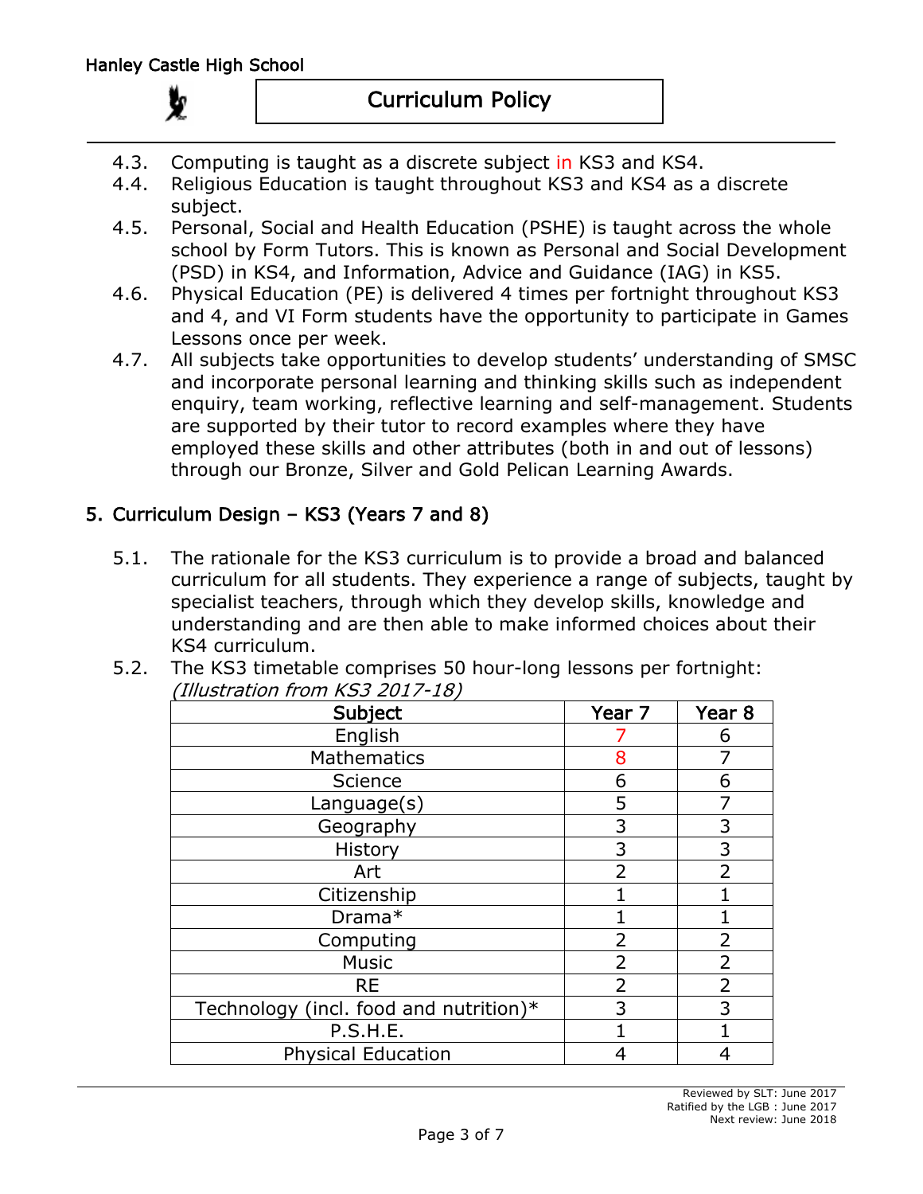4.3. Computing is taught as a discrete subject in KS3 and KS4.

4.4. Religious Education is taught throughout KS3 and KS4 as a discrete subject.

4.5. Personal, Social and Health Education (PSHE) is taught across the whole school by Form Tutors. This is known as Personal and Social Development (PSD) in KS4, and Information, Advice and Guidance (IAG) in KS5.

4.6. Physical Education (PE) is delivered 4 times per fortnight throughout KS3 and 4, and VI Form students have the opportunity to participate in Games Lessons once per week.

4.7. All subjects take opportunities to develop students' understanding of SMSC and incorporate personal learning and thinking skills such as independent enquiry, team working, reflective learning and self-management. Students are supported by their tutor to record examples where they have employed these skills and other attributes (both in and out of lessons) through our Bronze, Silver and Gold Pelican Learning Awards.

## 5. Curriculum Design – KS3 (Years 7 and 8)

5.1. The rationale for the KS3 curriculum is to provide a broad and balanced curriculum for all students. They experience a range of subjects, taught by specialist teachers, through which they develop skills, knowledge and understanding and are then able to make informed choices about their KS4 curriculum.

5.2. The KS3 timetable comprises 50 hour-long lessons per fortnight:
*(Illustration from KS3 2017-18)*

| Subject | Year 7 | Year 8 |
|---|---|---|
| English | 7 | 6 |
| Mathematics | 8 | 7 |
| Science | 6 | 6 |
| Language(s) | 5 | 7 |
| Geography | 3 | 3 |
| History | 3 | 3 |
| Art | 2 | 2 |
| Citizenship | 1 | 1 |
| Drama* | 1 | 1 |
| Computing | 2 | 2 |
| Music | 2 | 2 |
| RE | 2 | 2 |
| Technology (incl. food and nutrition)* | 3 | 3 |
| P.S.H.E. | 1 | 1 |
| Physical Education | 4 | 4 |

Reviewed by SLT: June 2017
Ratified by the LGB : June 2017
Next review: June 2018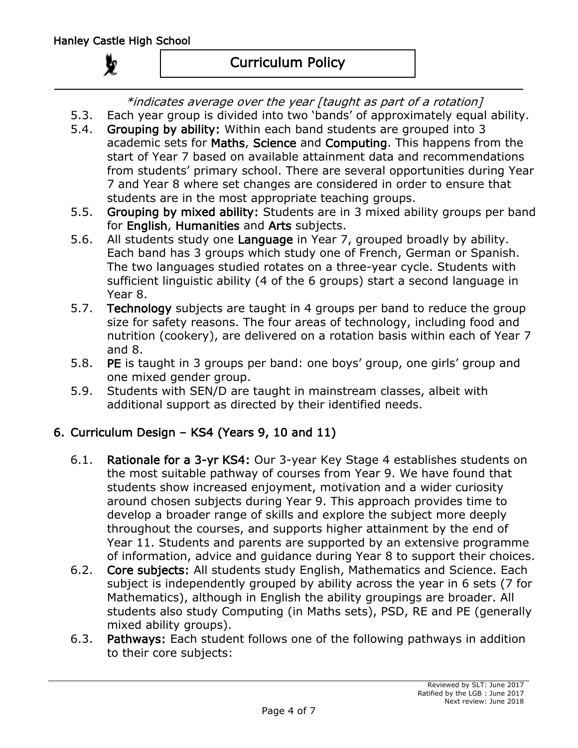*\*indicates average over the year [taught as part of a rotation]*

5.3. Each year group is divided into two 'bands' of approximately equal ability.

5.4. **Grouping by ability:** Within each band students are grouped into 3 academic sets for **Maths**, **Science** and **Computing**. This happens from the start of Year 7 based on available attainment data and recommendations from students' primary school. There are several opportunities during Year 7 and Year 8 where set changes are considered in order to ensure that students are in the most appropriate teaching groups.

5.5. **Grouping by mixed ability:** Students are in 3 mixed ability groups per band for **English**, **Humanities** and **Arts** subjects.

5.6. All students study one **Language** in Year 7, grouped broadly by ability. Each band has 3 groups which study one of French, German or Spanish. The two languages studied rotates on a three-year cycle. Students with sufficient linguistic ability (4 of the 6 groups) start a second language in Year 8.

5.7. **Technology** subjects are taught in 4 groups per band to reduce the group size for safety reasons. The four areas of technology, including food and nutrition (cookery), are delivered on a rotation basis within each of Year 7 and 8.

5.8. **PE** is taught in 3 groups per band: one boys' group, one girls' group and one mixed gender group.

5.9. Students with SEN/D are taught in mainstream classes, albeit with additional support as directed by their identified needs.

## 6. Curriculum Design – KS4 (Years 9, 10 and 11)

6.1. **Rationale for a 3-yr KS4:** Our 3-year Key Stage 4 establishes students on the most suitable pathway of courses from Year 9. We have found that students show increased enjoyment, motivation and a wider curiosity around chosen subjects during Year 9. This approach provides time to develop a broader range of skills and explore the subject more deeply throughout the courses, and supports higher attainment by the end of Year 11. Students and parents are supported by an extensive programme of information, advice and guidance during Year 8 to support their choices.

6.2. **Core subjects:** All students study English, Mathematics and Science. Each subject is independently grouped by ability across the year in 6 sets (7 for Mathematics), although in English the ability groupings are broader. All students also study Computing (in Maths sets), PSD, RE and PE (generally mixed ability groups).

6.3. **Pathways:** Each student follows one of the following pathways in addition to their core subjects: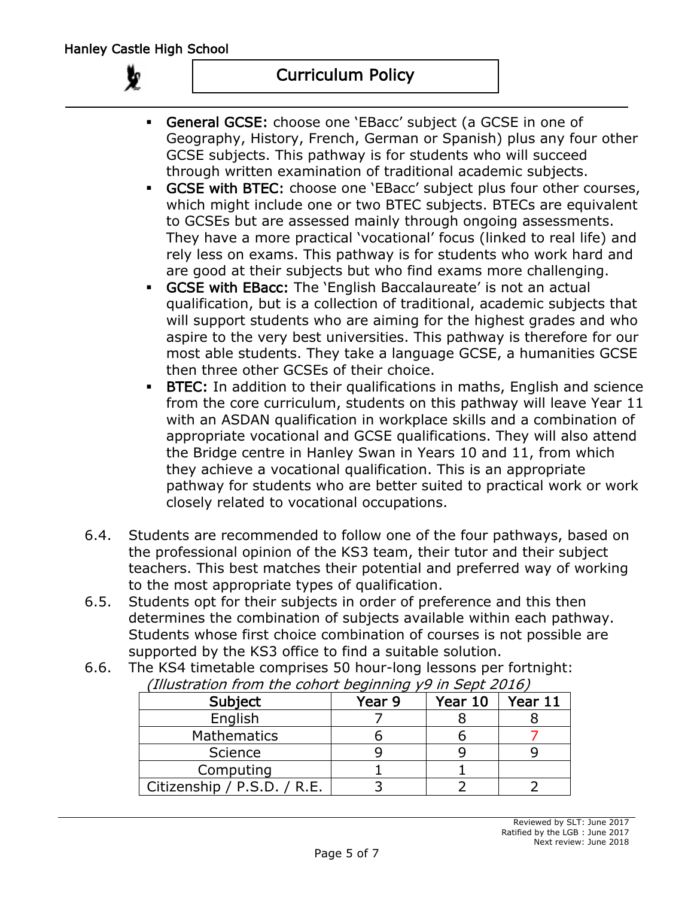- **General GCSE:** choose one 'EBacc' subject (a GCSE in one of Geography, History, French, German or Spanish) plus any four other GCSE subjects. This pathway is for students who will succeed through written examination of traditional academic subjects.
- **GCSE with BTEC:** choose one 'EBacc' subject plus four other courses, which might include one or two BTEC subjects. BTECs are equivalent to GCSEs but are assessed mainly through ongoing assessments. They have a more practical 'vocational' focus (linked to real life) and rely less on exams. This pathway is for students who work hard and are good at their subjects but who find exams more challenging.
- **GCSE with EBacc:** The 'English Baccalaureate' is not an actual qualification, but is a collection of traditional, academic subjects that will support students who are aiming for the highest grades and who aspire to the very best universities. This pathway is therefore for our most able students. They take a language GCSE, a humanities GCSE then three other GCSEs of their choice.
- **BTEC:** In addition to their qualifications in maths, English and science from the core curriculum, students on this pathway will leave Year 11 with an ASDAN qualification in workplace skills and a combination of appropriate vocational and GCSE qualifications. They will also attend the Bridge centre in Hanley Swan in Years 10 and 11, from which they achieve a vocational qualification. This is an appropriate pathway for students who are better suited to practical work or work closely related to vocational occupations.

6.4. Students are recommended to follow one of the four pathways, based on the professional opinion of the KS3 team, their tutor and their subject teachers. This best matches their potential and preferred way of working to the most appropriate types of qualification.

6.5. Students opt for their subjects in order of preference and this then determines the combination of subjects available within each pathway. Students whose first choice combination of courses is not possible are supported by the KS3 office to find a suitable solution.

6.6. The KS4 timetable comprises 50 hour-long lessons per fortnight:
*(Illustration from the cohort beginning y9 in Sept 2016)*

| Subject | Year 9 | Year 10 | Year 11 |
|---|---|---|---|
| English | 7 | 8 | 8 |
| Mathematics | 6 | 6 | 7 |
| Science | 9 | 9 | 9 |
| Computing | 1 | 1 | |
| Citizenship / P.S.D. / R.E. | 3 | 2 | 2 |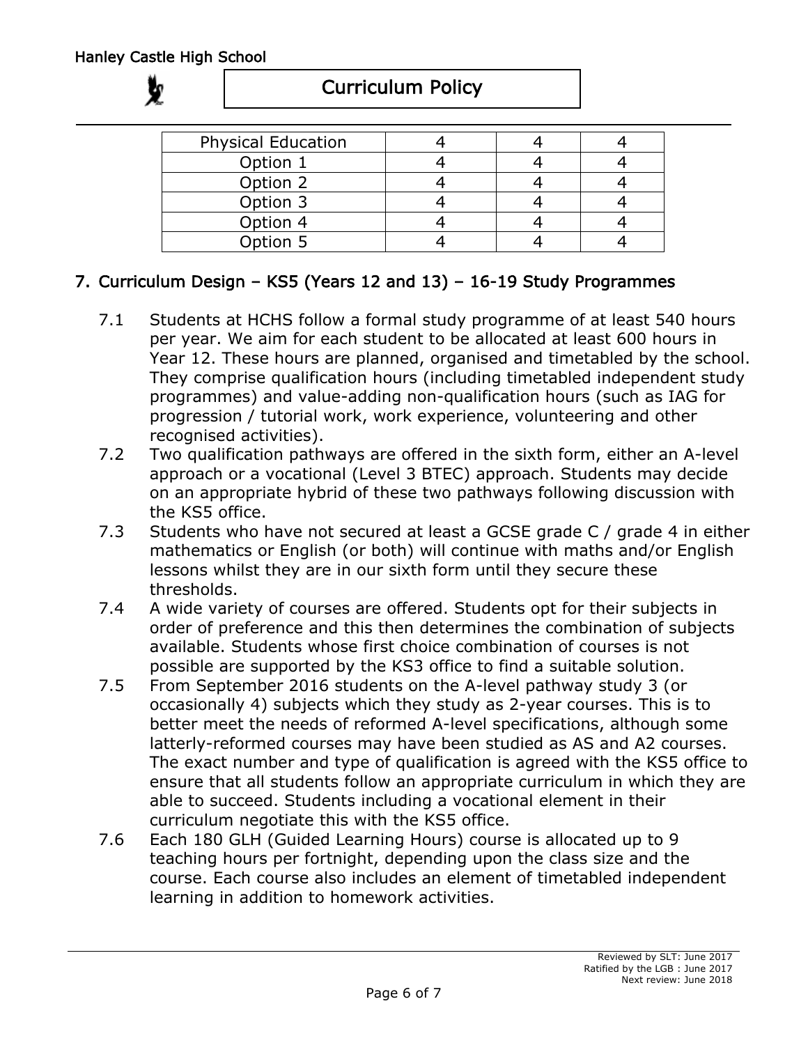| Physical Education | 4 | 4 | 4 |
|---|---|---|---|
| Option 1 | 4 | 4 | 4 |
| Option 2 | 4 | 4 | 4 |
| Option 3 | 4 | 4 | 4 |
| Option 4 | 4 | 4 | 4 |
| Option 5 | 4 | 4 | 4 |

## 7. Curriculum Design – KS5 (Years 12 and 13) – 16-19 Study Programmes

7.1 Students at HCHS follow a formal study programme of at least 540 hours per year. We aim for each student to be allocated at least 600 hours in Year 12. These hours are planned, organised and timetabled by the school. They comprise qualification hours (including timetabled independent study programmes) and value-adding non-qualification hours (such as IAG for progression / tutorial work, work experience, volunteering and other recognised activities).

7.2 Two qualification pathways are offered in the sixth form, either an A-level approach or a vocational (Level 3 BTEC) approach. Students may decide on an appropriate hybrid of these two pathways following discussion with the KS5 office.

7.3 Students who have not secured at least a GCSE grade C / grade 4 in either mathematics or English (or both) will continue with maths and/or English lessons whilst they are in our sixth form until they secure these thresholds.

7.4 A wide variety of courses are offered. Students opt for their subjects in order of preference and this then determines the combination of subjects available. Students whose first choice combination of courses is not possible are supported by the KS3 office to find a suitable solution.

7.5 From September 2016 students on the A-level pathway study 3 (or occasionally 4) subjects which they study as 2-year courses. This is to better meet the needs of reformed A-level specifications, although some latterly-reformed courses may have been studied as AS and A2 courses. The exact number and type of qualification is agreed with the KS5 office to ensure that all students follow an appropriate curriculum in which they are able to succeed. Students including a vocational element in their curriculum negotiate this with the KS5 office.

7.6 Each 180 GLH (Guided Learning Hours) course is allocated up to 9 teaching hours per fortnight, depending upon the class size and the course. Each course also includes an element of timetabled independent learning in addition to homework activities.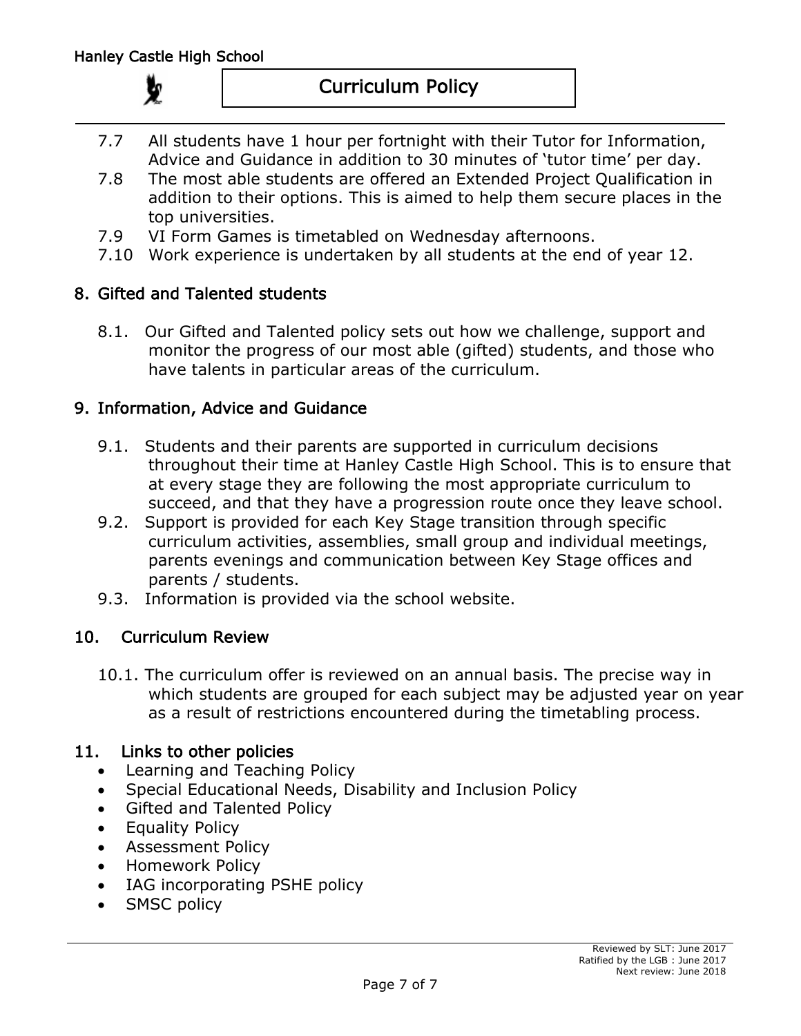7.7 All students have 1 hour per fortnight with their Tutor for Information, Advice and Guidance in addition to 30 minutes of 'tutor time' per day.

7.8 The most able students are offered an Extended Project Qualification in addition to their options. This is aimed to help them secure places in the top universities.

7.9 VI Form Games is timetabled on Wednesday afternoons.

7.10 Work experience is undertaken by all students at the end of year 12.

## 8. Gifted and Talented students

8.1. Our Gifted and Talented policy sets out how we challenge, support and monitor the progress of our most able (gifted) students, and those who have talents in particular areas of the curriculum.

## 9. Information, Advice and Guidance

9.1. Students and their parents are supported in curriculum decisions throughout their time at Hanley Castle High School. This is to ensure that at every stage they are following the most appropriate curriculum to succeed, and that they have a progression route once they leave school.

9.2. Support is provided for each Key Stage transition through specific curriculum activities, assemblies, small group and individual meetings, parents evenings and communication between Key Stage offices and parents / students.

9.3. Information is provided via the school website.

## 10. Curriculum Review

10.1. The curriculum offer is reviewed on an annual basis. The precise way in which students are grouped for each subject may be adjusted year on year as a result of restrictions encountered during the timetabling process.

## 11. Links to other policies

- Learning and Teaching Policy
- Special Educational Needs, Disability and Inclusion Policy
- Gifted and Talented Policy
- Equality Policy
- Assessment Policy
- Homework Policy
- IAG incorporating PSHE policy
- SMSC policy

Reviewed by SLT: June 2017
Ratified by the LGB : June 2017
Next review: June 2018